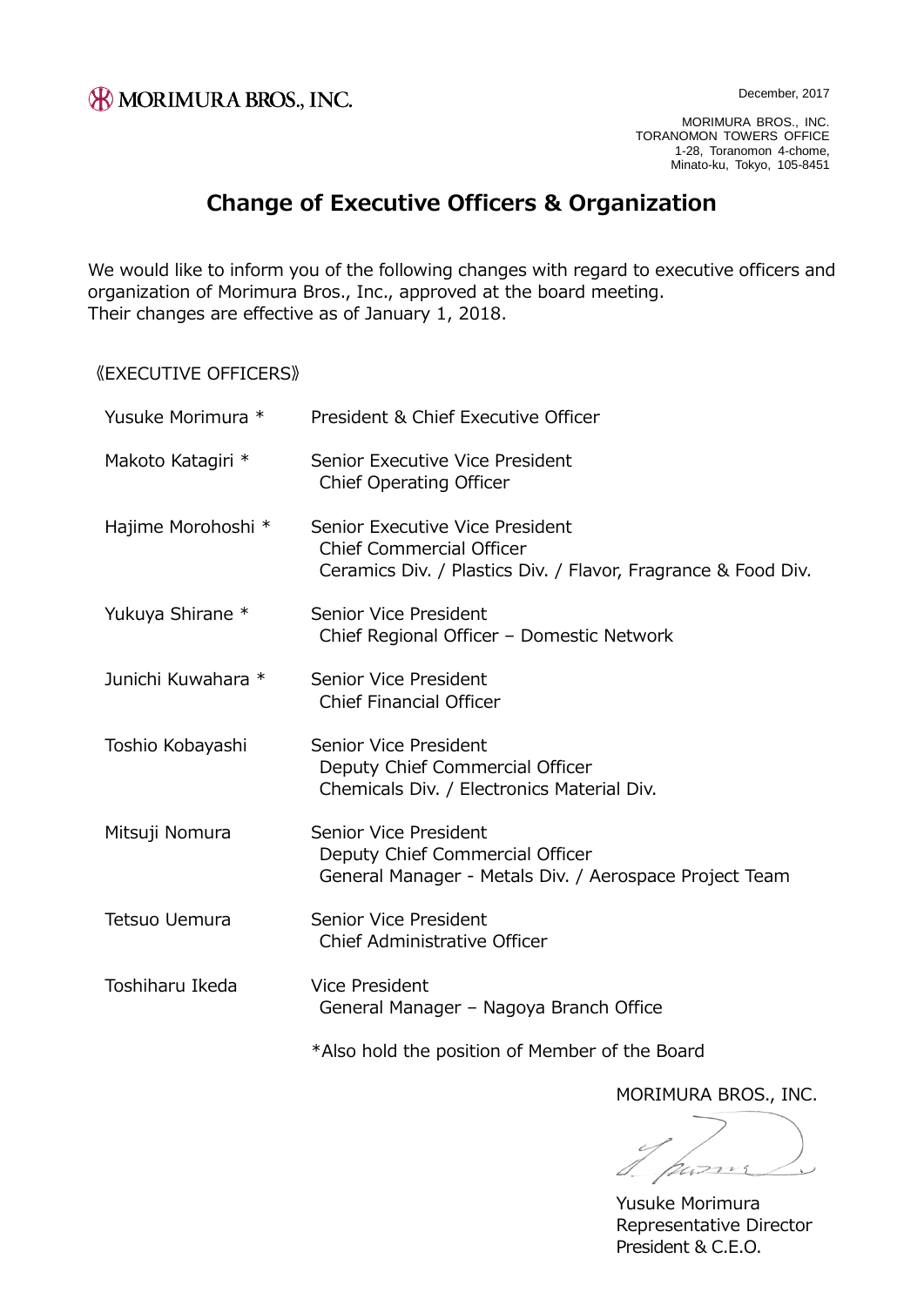MORIMURA BROS., INC.

December, 2017

MORIMURA BROS., INC.
TORANOMON TOWERS OFFICE
1-28, Toranomon 4-chome,
Minato-ku, Tokyo, 105-8451

# Change of Executive Officers & Organization

We would like to inform you of the following changes with regard to executive officers and organization of Morimura Bros., Inc., approved at the board meeting.
Their changes are effective as of January 1, 2018.

《EXECUTIVE OFFICERS》

| Name | Position |
|---|---|
| Yusuke Morimura * | President & Chief Executive Officer |
| Makoto Katagiri * | Senior Executive Vice President<br>Chief Operating Officer |
| Hajime Morohoshi * | Senior Executive Vice President<br>Chief Commercial Officer<br>Ceramics Div. / Plastics Div. / Flavor, Fragrance & Food Div. |
| Yukuya Shirane * | Senior Vice President<br>Chief Regional Officer – Domestic Network |
| Junichi Kuwahara * | Senior Vice President<br>Chief Financial Officer |
| Toshio Kobayashi | Senior Vice President<br>Deputy Chief Commercial Officer<br>Chemicals Div. / Electronics Material Div. |
| Mitsuji Nomura | Senior Vice President<br>Deputy Chief Commercial Officer<br>General Manager - Metals Div. / Aerospace Project Team |
| Tetsuo Uemura | Senior Vice President<br>Chief Administrative Officer |
| Toshiharu Ikeda | Vice President<br>General Manager – Nagoya Branch Office |

*Also hold the position of Member of the Board

MORIMURA BROS., INC.

Yusuke Morimura
Representative Director
President & C.E.O.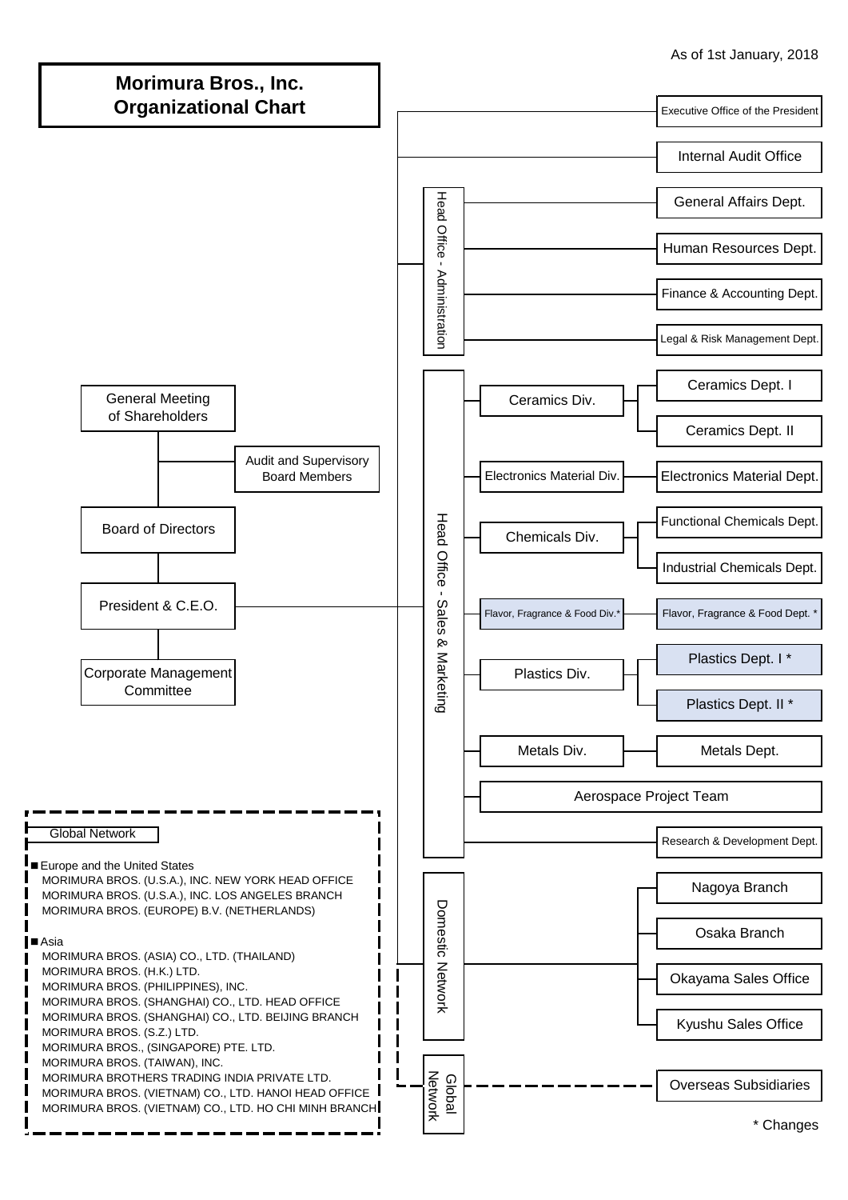As of 1st January, 2018

# Morimura Bros., Inc. Organizational Chart

- General Meeting of Shareholders
  - Audit and Supervisory Board Members
- Board of Directors
- President & C.E.O.
- Corporate Management Committee

President & C.E.O.
- Executive Office of the President
- Internal Audit Office
- Head Office - Administration
  - General Affairs Dept.
  - Human Resources Dept.
  - Finance & Accounting Dept.
  - Legal & Risk Management Dept.
- Head Office - Sales & Marketing
  - Ceramics Div.
    - Ceramics Dept. I
    - Ceramics Dept. II
  - Electronics Material Div.
    - Electronics Material Dept.
  - Chemicals Div.
    - Functional Chemicals Dept.
    - Industrial Chemicals Dept.
  - Flavor, Fragrance & Food Div.*
    - Flavor, Fragrance & Food Dept. *
  - Plastics Div.
    - Plastics Dept. I *
    - Plastics Dept. II *
  - Metals Div.
    - Metals Dept.
  - Aerospace Project Team
  - Research & Development Dept.
- Domestic Network
  - Nagoya Branch
  - Osaka Branch
  - Okayama Sales Office
  - Kyushu Sales Office
- Global Network
  - Overseas Subsidiaries

## Global Network

■ Europe and the United States
- MORIMURA BROS. (U.S.A.), INC. NEW YORK HEAD OFFICE
- MORIMURA BROS. (U.S.A.), INC. LOS ANGELES BRANCH
- MORIMURA BROS. (EUROPE) B.V. (NETHERLANDS)

■ Asia
- MORIMURA BROS. (ASIA) CO., LTD. (THAILAND)
- MORIMURA BROS. (H.K.) LTD.
- MORIMURA BROS. (PHILIPPINES), INC.
- MORIMURA BROS. (SHANGHAI) CO., LTD. HEAD OFFICE
- MORIMURA BROS. (SHANGHAI) CO., LTD. BEIJING BRANCH
- MORIMURA BROS. (S.Z.) LTD.
- MORIMURA BROS., (SINGAPORE) PTE. LTD.
- MORIMURA BROS. (TAIWAN), INC.
- MORIMURA BROTHERS TRADING INDIA PRIVATE LTD.
- MORIMURA BROS. (VIETNAM) CO., LTD. HANOI HEAD OFFICE
- MORIMURA BROS. (VIETNAM) CO., LTD. HO CHI MINH BRANCH

\* Changes